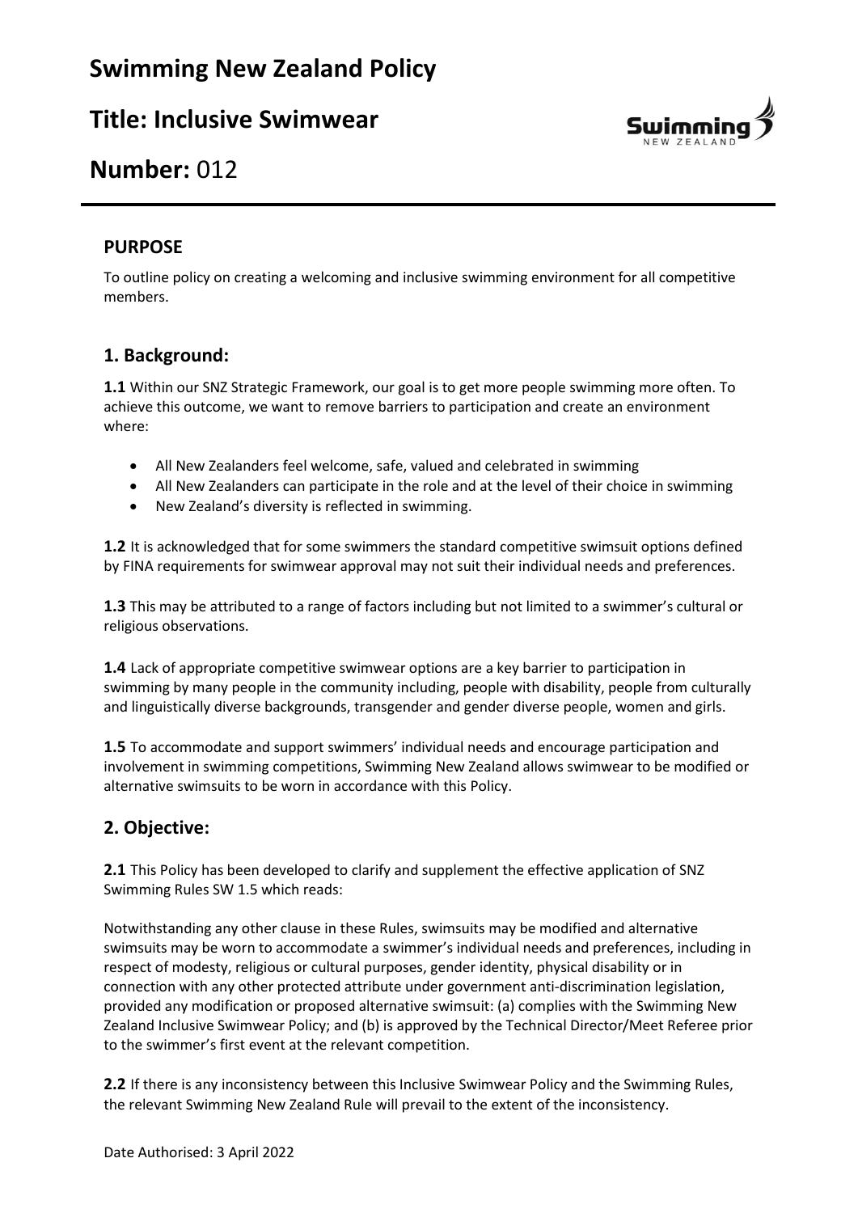# Swimming New Zealand Policy

# Title: Inclusive Swimwear

# Number: 012

## PURPOSE

To outline policy on creating a welcoming and inclusive swimming environment for all competitive members.

## 1. Background:

**1.1** Within our SNZ Strategic Framework, our goal is to get more people swimming more often. To achieve this outcome, we want to remove barriers to participation and create an environment where:

- All New Zealanders feel welcome, safe, valued and celebrated in swimming
- All New Zealanders can participate in the role and at the level of their choice in swimming
- New Zealand's diversity is reflected in swimming.

**1.2** It is acknowledged that for some swimmers the standard competitive swimsuit options defined by FINA requirements for swimwear approval may not suit their individual needs and preferences.

**1.3** This may be attributed to a range of factors including but not limited to a swimmer's cultural or religious observations.

**1.4** Lack of appropriate competitive swimwear options are a key barrier to participation in swimming by many people in the community including, people with disability, people from culturally and linguistically diverse backgrounds, transgender and gender diverse people, women and girls.

**1.5** To accommodate and support swimmers' individual needs and encourage participation and involvement in swimming competitions, Swimming New Zealand allows swimwear to be modified or alternative swimsuits to be worn in accordance with this Policy.

## 2. Objective:

**2.1** This Policy has been developed to clarify and supplement the effective application of SNZ Swimming Rules SW 1.5 which reads:

Notwithstanding any other clause in these Rules, swimsuits may be modified and alternative swimsuits may be worn to accommodate a swimmer's individual needs and preferences, including in respect of modesty, religious or cultural purposes, gender identity, physical disability or in connection with any other protected attribute under government anti-discrimination legislation, provided any modification or proposed alternative swimsuit: (a) complies with the Swimming New Zealand Inclusive Swimwear Policy; and (b) is approved by the Technical Director/Meet Referee prior to the swimmer's first event at the relevant competition.

**2.2** If there is any inconsistency between this Inclusive Swimwear Policy and the Swimming Rules, the relevant Swimming New Zealand Rule will prevail to the extent of the inconsistency.

Date Authorised: 3 April 2022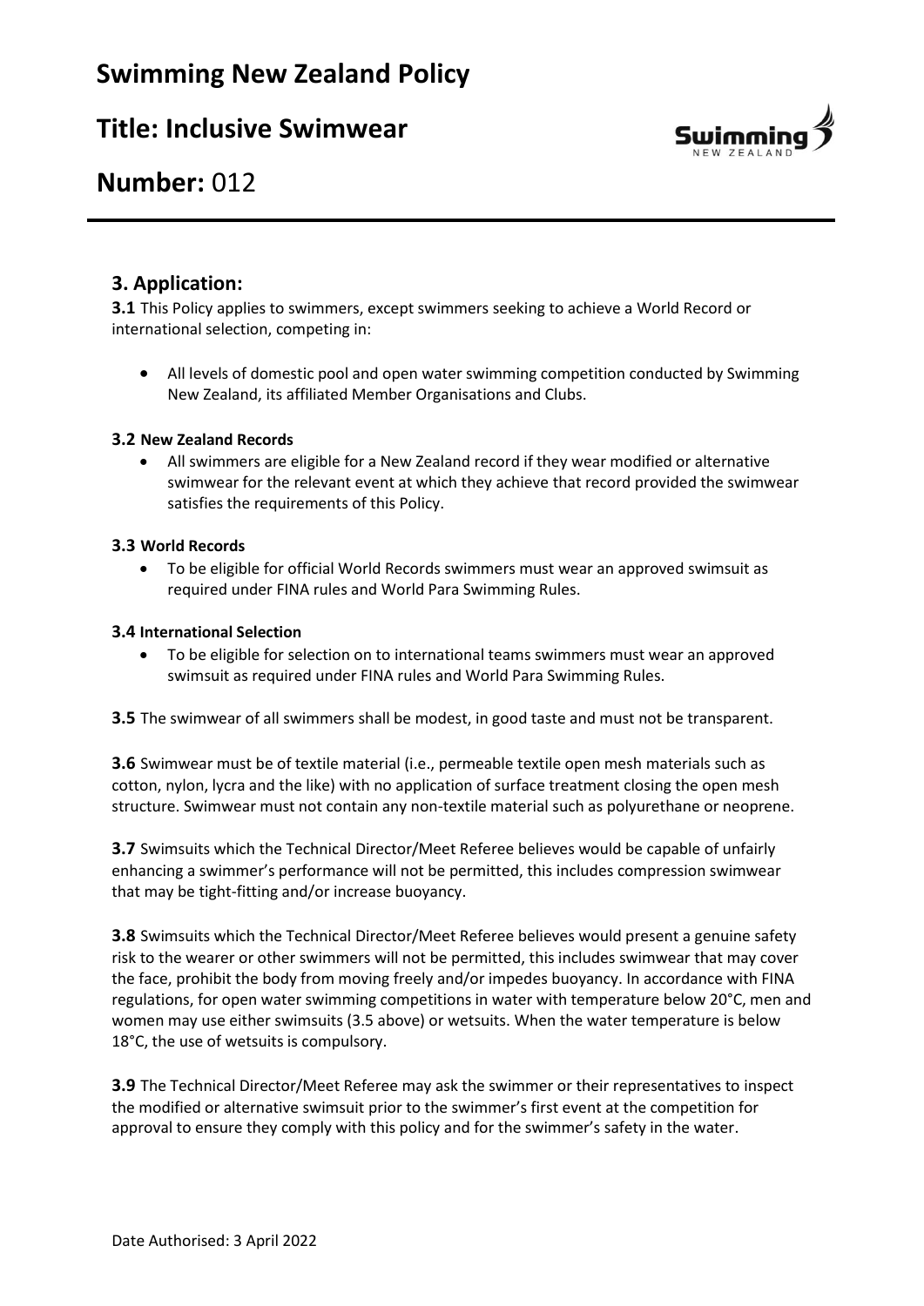## 3. Application:

**3.1** This Policy applies to swimmers, except swimmers seeking to achieve a World Record or international selection, competing in:

- All levels of domestic pool and open water swimming competition conducted by Swimming New Zealand, its affiliated Member Organisations and Clubs.

**3.2 New Zealand Records**

- All swimmers are eligible for a New Zealand record if they wear modified or alternative swimwear for the relevant event at which they achieve that record provided the swimwear satisfies the requirements of this Policy.

**3.3 World Records**

- To be eligible for official World Records swimmers must wear an approved swimsuit as required under FINA rules and World Para Swimming Rules.

**3.4 International Selection**

- To be eligible for selection on to international teams swimmers must wear an approved swimsuit as required under FINA rules and World Para Swimming Rules.

**3.5** The swimwear of all swimmers shall be modest, in good taste and must not be transparent.

**3.6** Swimwear must be of textile material (i.e., permeable textile open mesh materials such as cotton, nylon, lycra and the like) with no application of surface treatment closing the open mesh structure. Swimwear must not contain any non-textile material such as polyurethane or neoprene.

**3.7** Swimsuits which the Technical Director/Meet Referee believes would be capable of unfairly enhancing a swimmer's performance will not be permitted, this includes compression swimwear that may be tight-fitting and/or increase buoyancy.

**3.8** Swimsuits which the Technical Director/Meet Referee believes would present a genuine safety risk to the wearer or other swimmers will not be permitted, this includes swimwear that may cover the face, prohibit the body from moving freely and/or impedes buoyancy. In accordance with FINA regulations, for open water swimming competitions in water with temperature below 20°C, men and women may use either swimsuits (3.5 above) or wetsuits. When the water temperature is below 18°C, the use of wetsuits is compulsory.

**3.9** The Technical Director/Meet Referee may ask the swimmer or their representatives to inspect the modified or alternative swimsuit prior to the swimmer's first event at the competition for approval to ensure they comply with this policy and for the swimmer's safety in the water.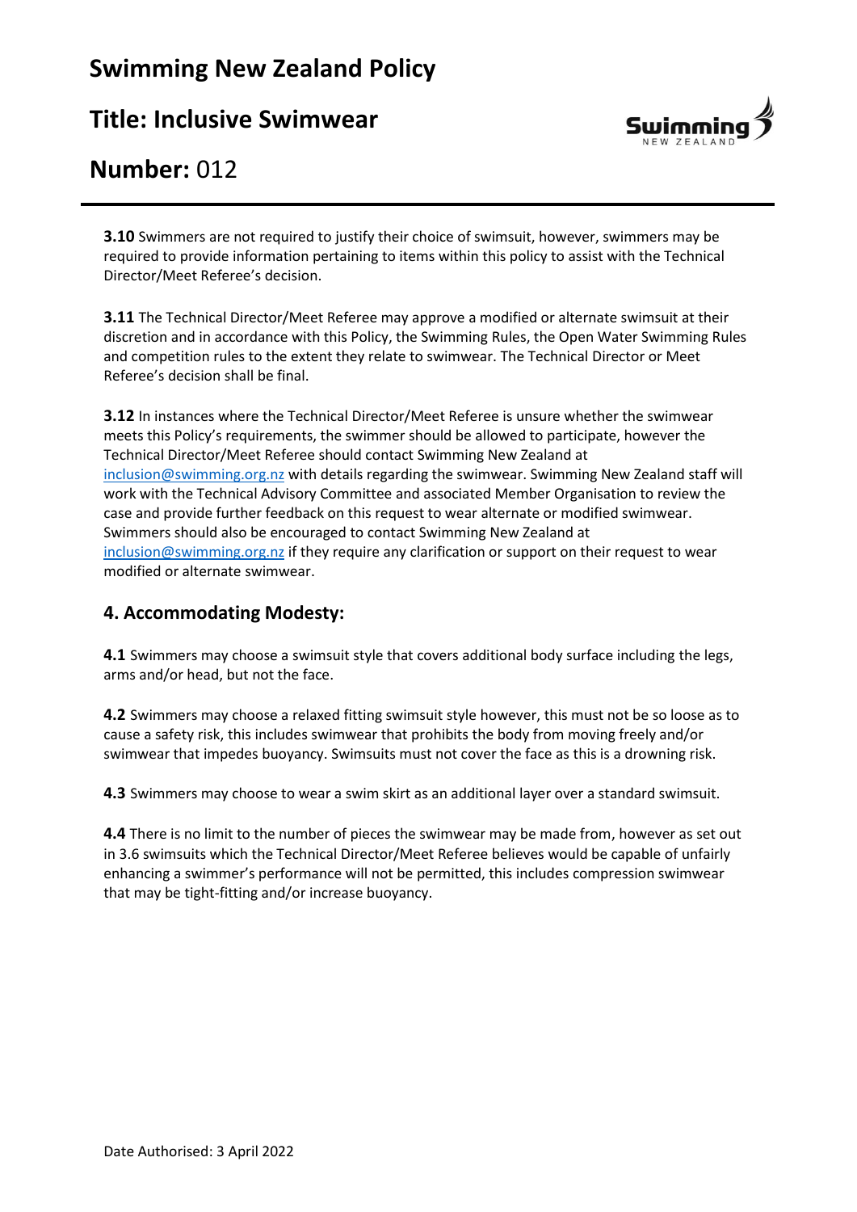**3.10** Swimmers are not required to justify their choice of swimsuit, however, swimmers may be required to provide information pertaining to items within this policy to assist with the Technical Director/Meet Referee's decision.

**3.11** The Technical Director/Meet Referee may approve a modified or alternate swimsuit at their discretion and in accordance with this Policy, the Swimming Rules, the Open Water Swimming Rules and competition rules to the extent they relate to swimwear. The Technical Director or Meet Referee's decision shall be final.

**3.12** In instances where the Technical Director/Meet Referee is unsure whether the swimwear meets this Policy's requirements, the swimmer should be allowed to participate, however the Technical Director/Meet Referee should contact Swimming New Zealand at inclusion@swimming.org.nz with details regarding the swimwear. Swimming New Zealand staff will work with the Technical Advisory Committee and associated Member Organisation to review the case and provide further feedback on this request to wear alternate or modified swimwear. Swimmers should also be encouraged to contact Swimming New Zealand at inclusion@swimming.org.nz if they require any clarification or support on their request to wear modified or alternate swimwear.

## 4. Accommodating Modesty:

**4.1** Swimmers may choose a swimsuit style that covers additional body surface including the legs, arms and/or head, but not the face.

**4.2** Swimmers may choose a relaxed fitting swimsuit style however, this must not be so loose as to cause a safety risk, this includes swimwear that prohibits the body from moving freely and/or swimwear that impedes buoyancy. Swimsuits must not cover the face as this is a drowning risk.

**4.3** Swimmers may choose to wear a swim skirt as an additional layer over a standard swimsuit.

**4.4** There is no limit to the number of pieces the swimwear may be made from, however as set out in 3.6 swimsuits which the Technical Director/Meet Referee believes would be capable of unfairly enhancing a swimmer's performance will not be permitted, this includes compression swimwear that may be tight-fitting and/or increase buoyancy.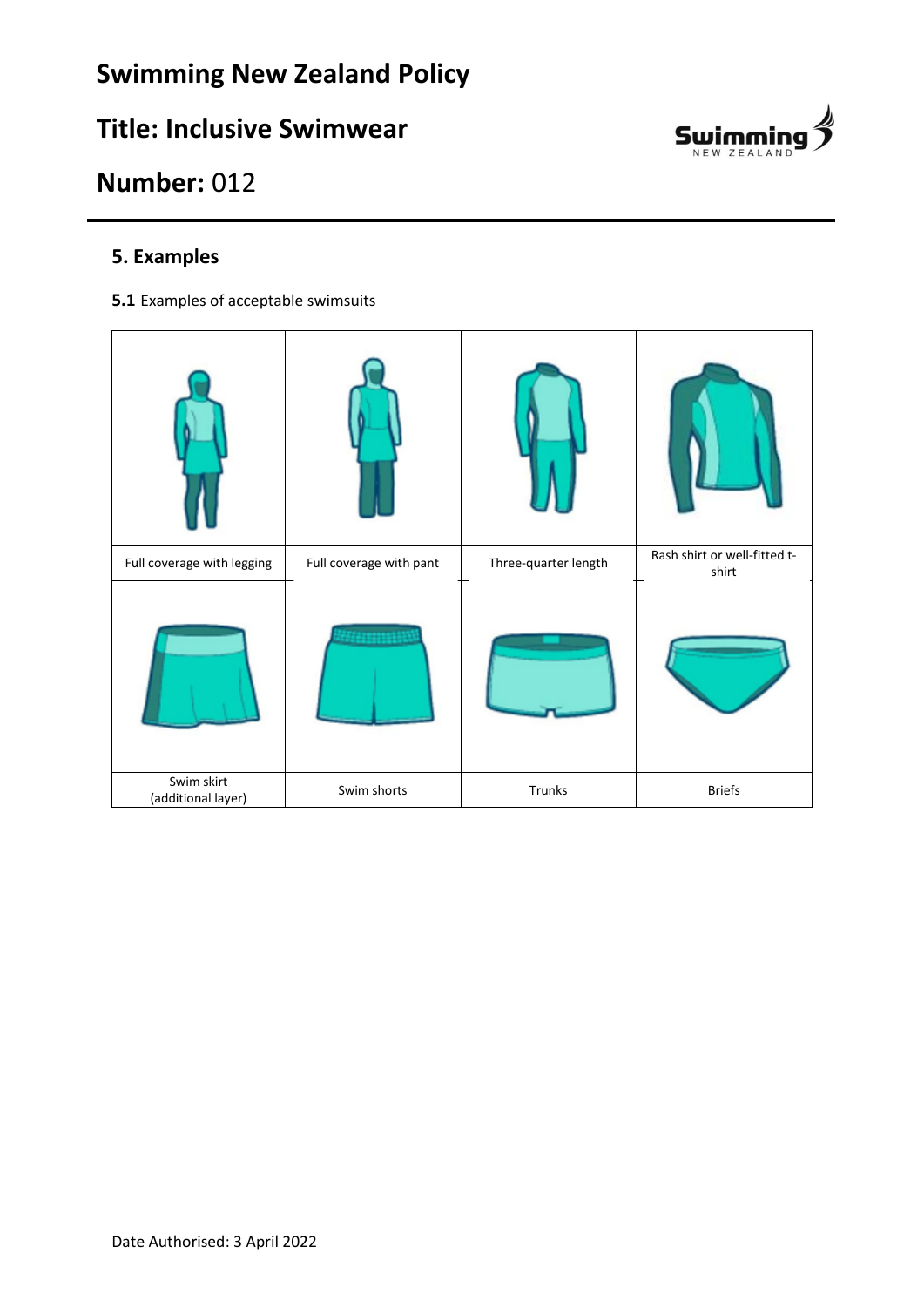# Swimming New Zealand Policy

## Title: Inclusive Swimwear

## Number: 012

### 5. Examples

**5.1** Examples of acceptable swimsuits

| | | | |
|---|---|---|---|
| Full coverage with legging | Full coverage with pant | Three-quarter length | Rash shirt or well-fitted t-shirt |
| Swim skirt (additional layer) | Swim shorts | Trunks | Briefs |

Date Authorised: 3 April 2022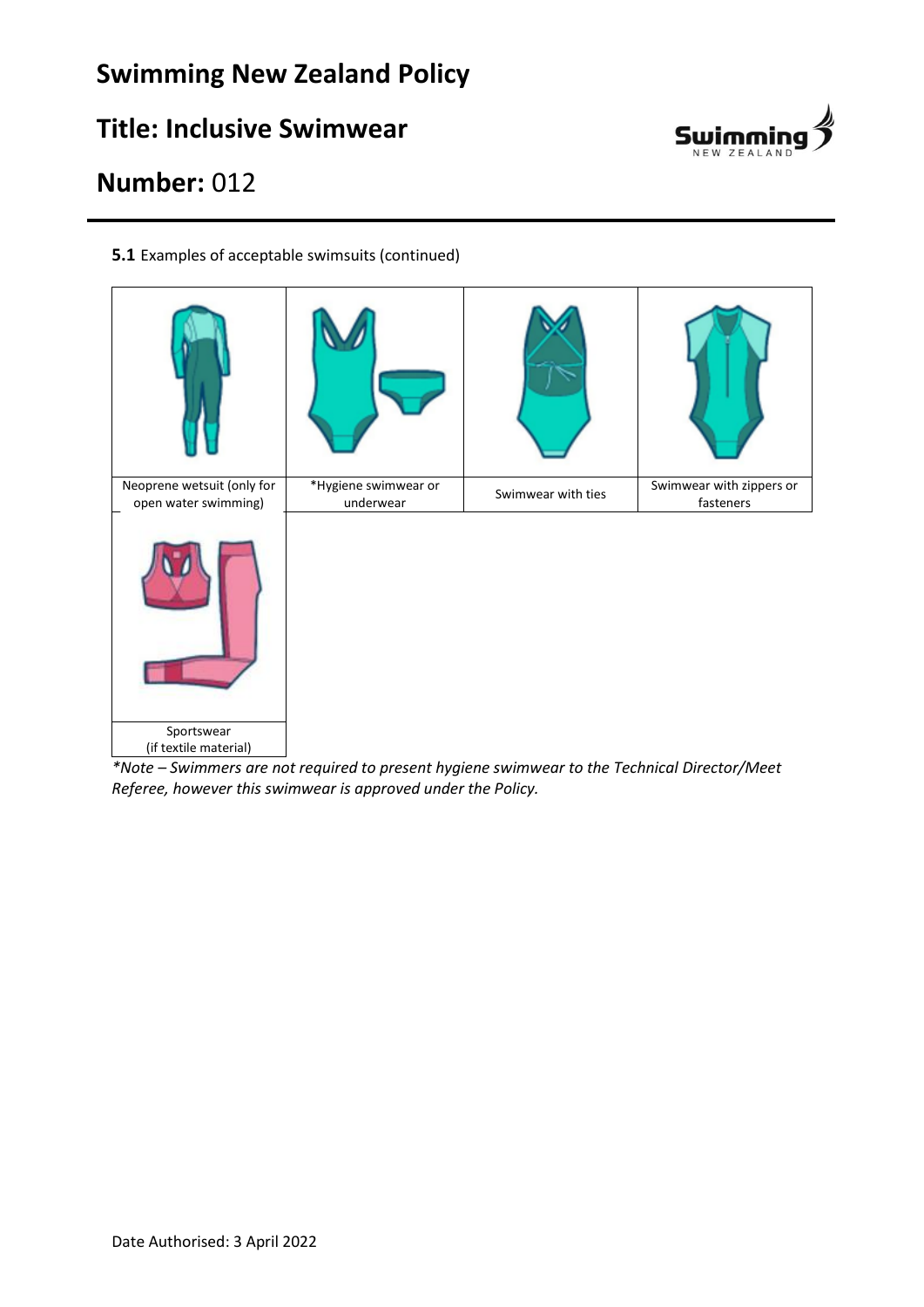**5.1** Examples of acceptable swimsuits (continued)

| Neoprene wetsuit (only for open water swimming) | *Hygiene swimwear or underwear | Swimwear with ties | Swimwear with zippers or fasteners |
| --- | --- | --- | --- |
| Sportswear (if textile material) | | | |

*\*Note – Swimmers are not required to present hygiene swimwear to the Technical Director/Meet Referee, however this swimwear is approved under the Policy.*

Date Authorised: 3 April 2022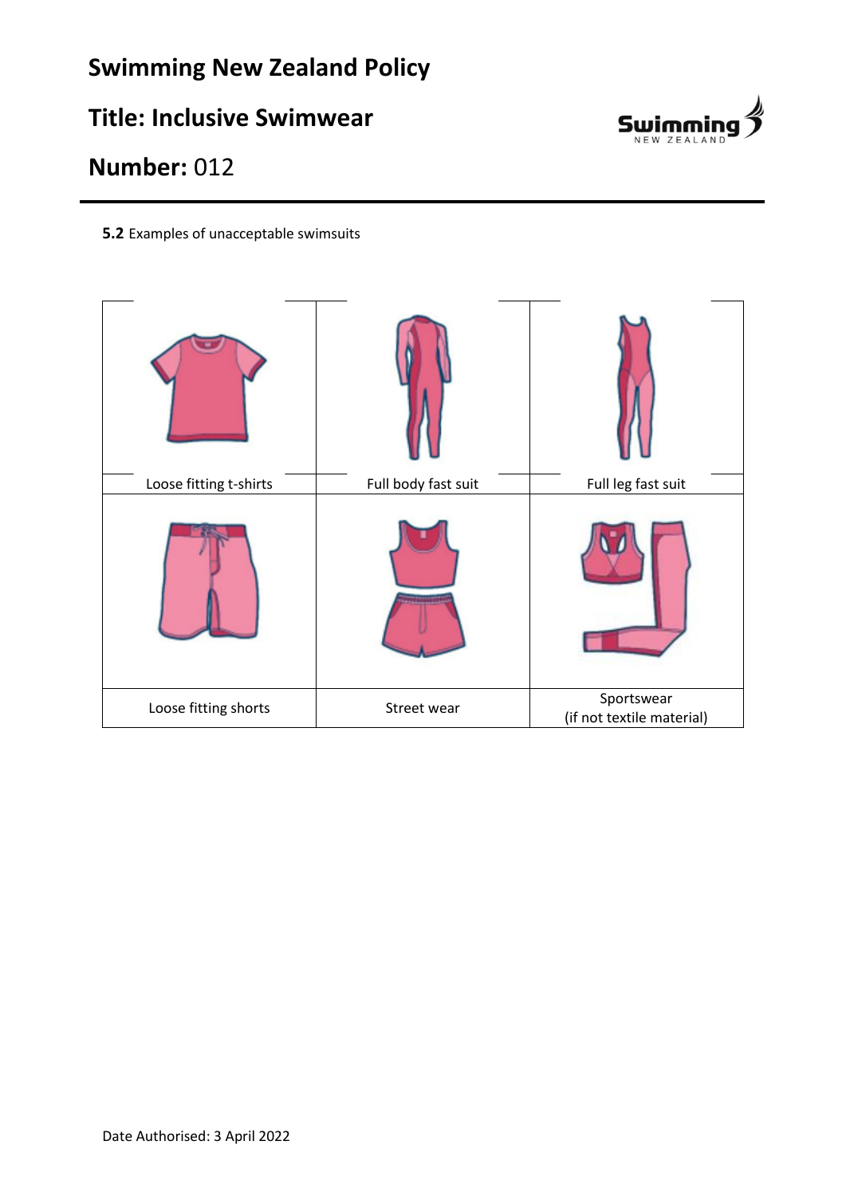**5.2** Examples of unacceptable swimsuits

| | | |
|---|---|---|
| Loose fitting t-shirts | Full body fast suit | Full leg fast suit |
| Loose fitting shorts | Street wear | Sportswear (if not textile material) |

Date Authorised: 3 April 2022